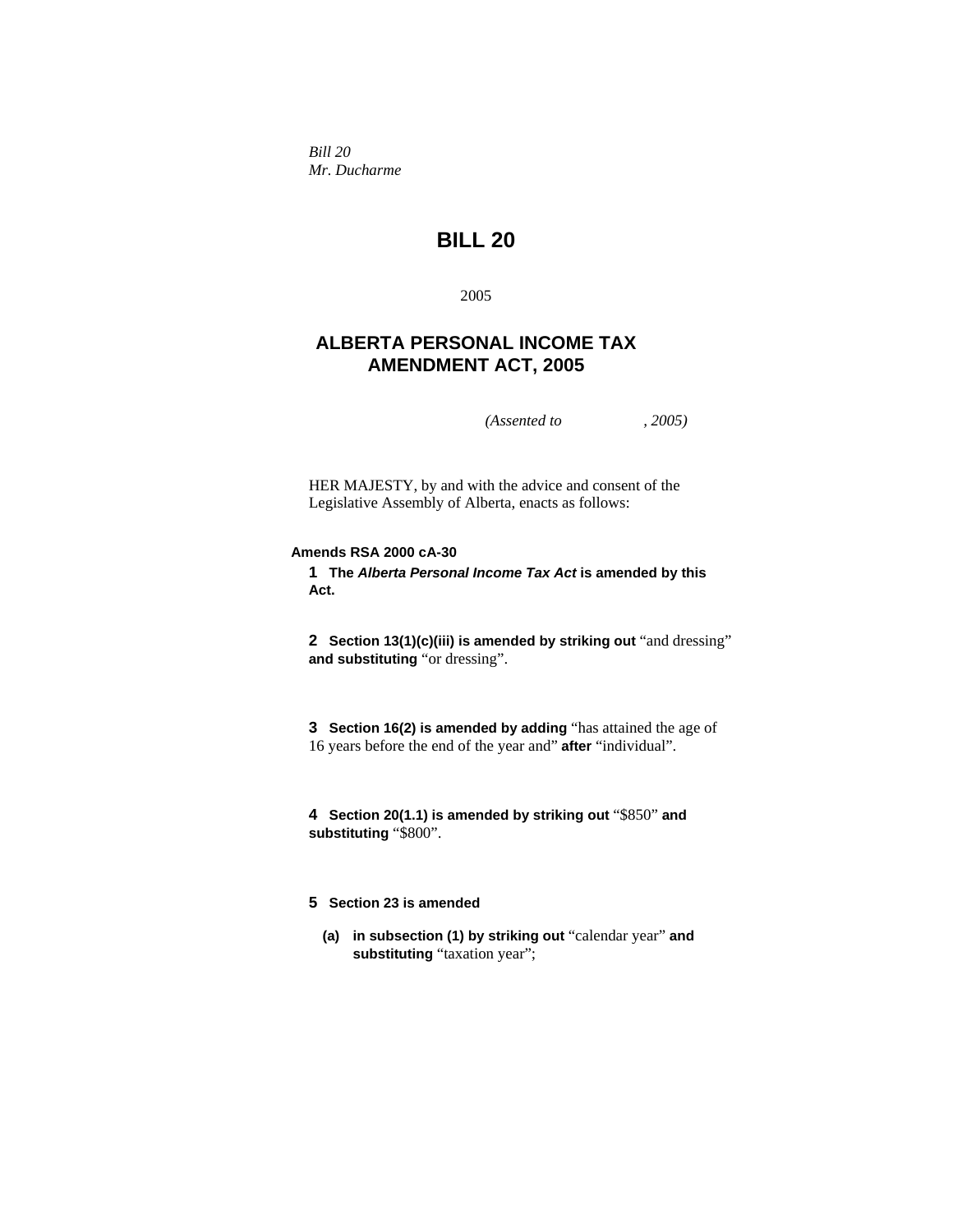*Bill 20*
*Mr. Ducharme*

# BILL 20

2005

## ALBERTA PERSONAL INCOME TAX AMENDMENT ACT, 2005

*(Assented to , 2005)*

HER MAJESTY, by and with the advice and consent of the Legislative Assembly of Alberta, enacts as follows:

**Amends RSA 2000 cA-30**

**1 The *Alberta Personal Income Tax Act* is amended by this Act.**

**2 Section 13(1)(c)(iii) is amended by striking out** "and dressing" **and substituting** "or dressing".

**3 Section 16(2) is amended by adding** "has attained the age of 16 years before the end of the year and" **after** "individual".

**4 Section 20(1.1) is amended by striking out** "$850" **and substituting** "$800".

**5 Section 23 is amended**

**(a) in subsection (1) by striking out** "calendar year" **and substituting** "taxation year";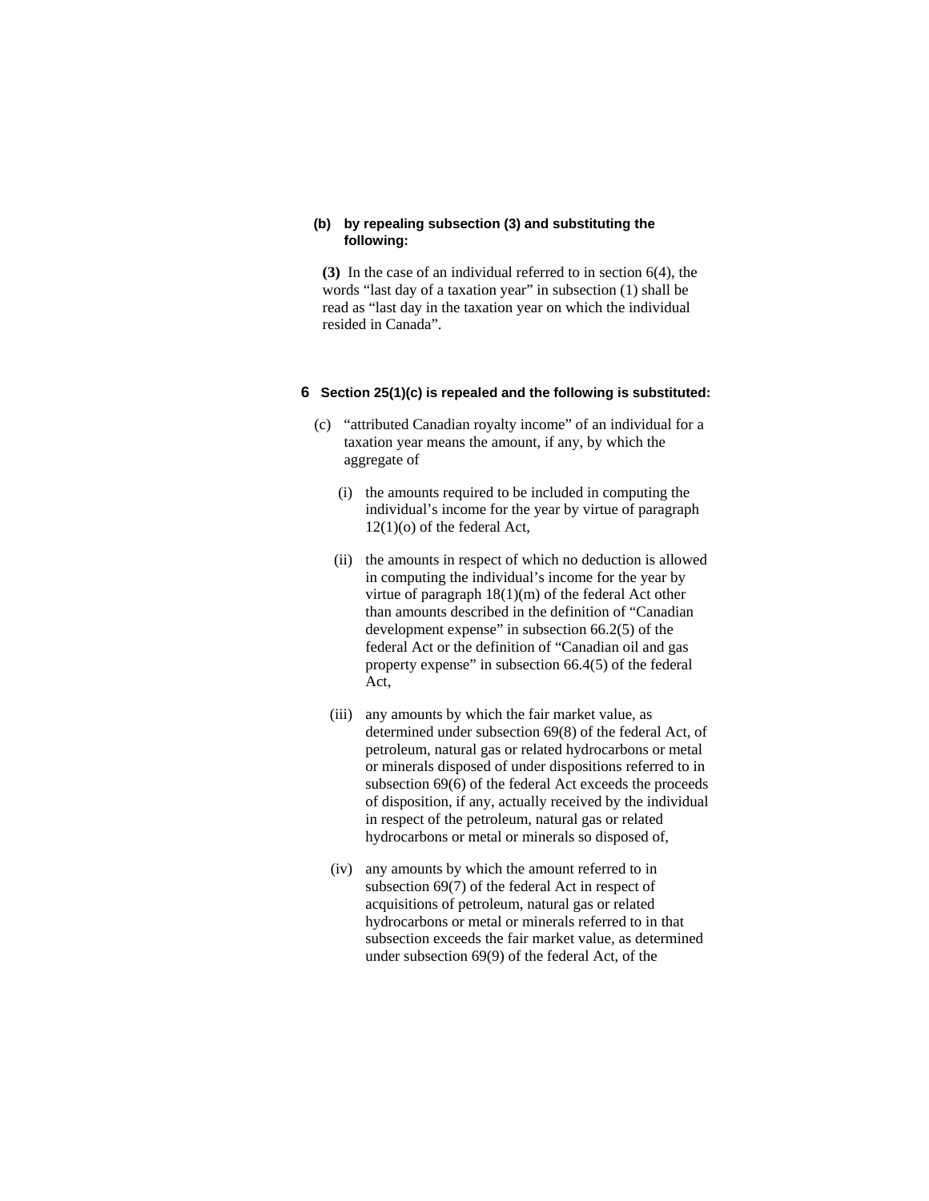**(b) by repealing subsection (3) and substituting the following:**

**(3)** In the case of an individual referred to in section 6(4), the words "last day of a taxation year" in subsection (1) shall be read as "last day in the taxation year on which the individual resided in Canada".

**6 Section 25(1)(c) is repealed and the following is substituted:**

(c) "attributed Canadian royalty income" of an individual for a taxation year means the amount, if any, by which the aggregate of

(i) the amounts required to be included in computing the individual's income for the year by virtue of paragraph 12(1)(o) of the federal Act,

(ii) the amounts in respect of which no deduction is allowed in computing the individual's income for the year by virtue of paragraph 18(1)(m) of the federal Act other than amounts described in the definition of "Canadian development expense" in subsection 66.2(5) of the federal Act or the definition of "Canadian oil and gas property expense" in subsection 66.4(5) of the federal Act,

(iii) any amounts by which the fair market value, as determined under subsection 69(8) of the federal Act, of petroleum, natural gas or related hydrocarbons or metal or minerals disposed of under dispositions referred to in subsection 69(6) of the federal Act exceeds the proceeds of disposition, if any, actually received by the individual in respect of the petroleum, natural gas or related hydrocarbons or metal or minerals so disposed of,

(iv) any amounts by which the amount referred to in subsection 69(7) of the federal Act in respect of acquisitions of petroleum, natural gas or related hydrocarbons or metal or minerals referred to in that subsection exceeds the fair market value, as determined under subsection 69(9) of the federal Act, of the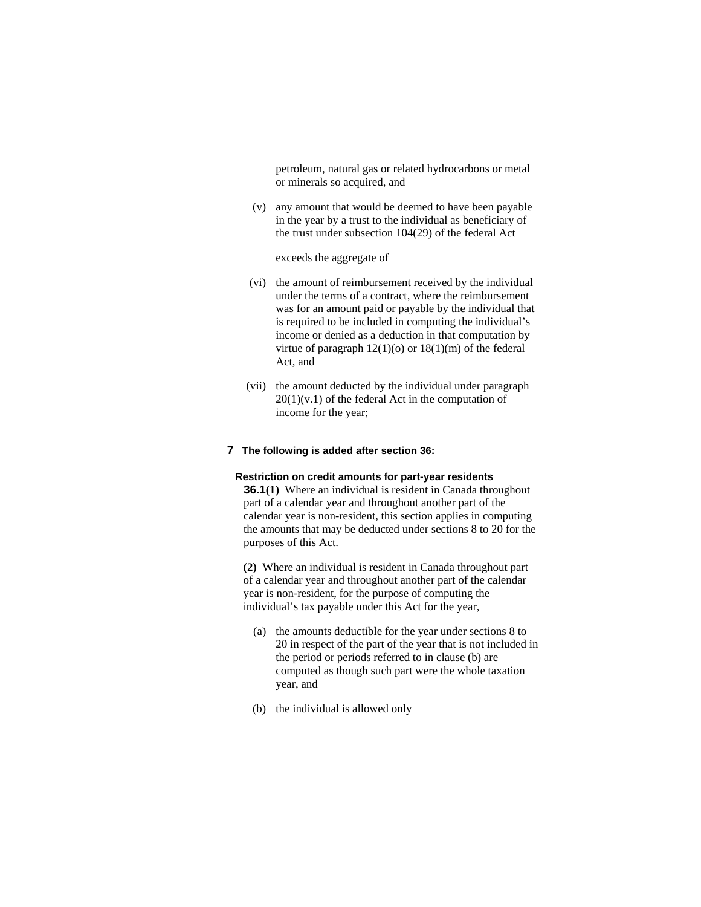petroleum, natural gas or related hydrocarbons or metal or minerals so acquired, and

(v) any amount that would be deemed to have been payable in the year by a trust to the individual as beneficiary of the trust under subsection 104(29) of the federal Act

exceeds the aggregate of

(vi) the amount of reimbursement received by the individual under the terms of a contract, where the reimbursement was for an amount paid or payable by the individual that is required to be included in computing the individual's income or denied as a deduction in that computation by virtue of paragraph 12(1)(o) or 18(1)(m) of the federal Act, and

(vii) the amount deducted by the individual under paragraph 20(1)(v.1) of the federal Act in the computation of income for the year;

**7 The following is added after section 36:**

**Restriction on credit amounts for part-year residents**

**36.1(1)** Where an individual is resident in Canada throughout part of a calendar year and throughout another part of the calendar year is non-resident, this section applies in computing the amounts that may be deducted under sections 8 to 20 for the purposes of this Act.

**(2)** Where an individual is resident in Canada throughout part of a calendar year and throughout another part of the calendar year is non-resident, for the purpose of computing the individual's tax payable under this Act for the year,

(a) the amounts deductible for the year under sections 8 to 20 in respect of the part of the year that is not included in the period or periods referred to in clause (b) are computed as though such part were the whole taxation year, and

(b) the individual is allowed only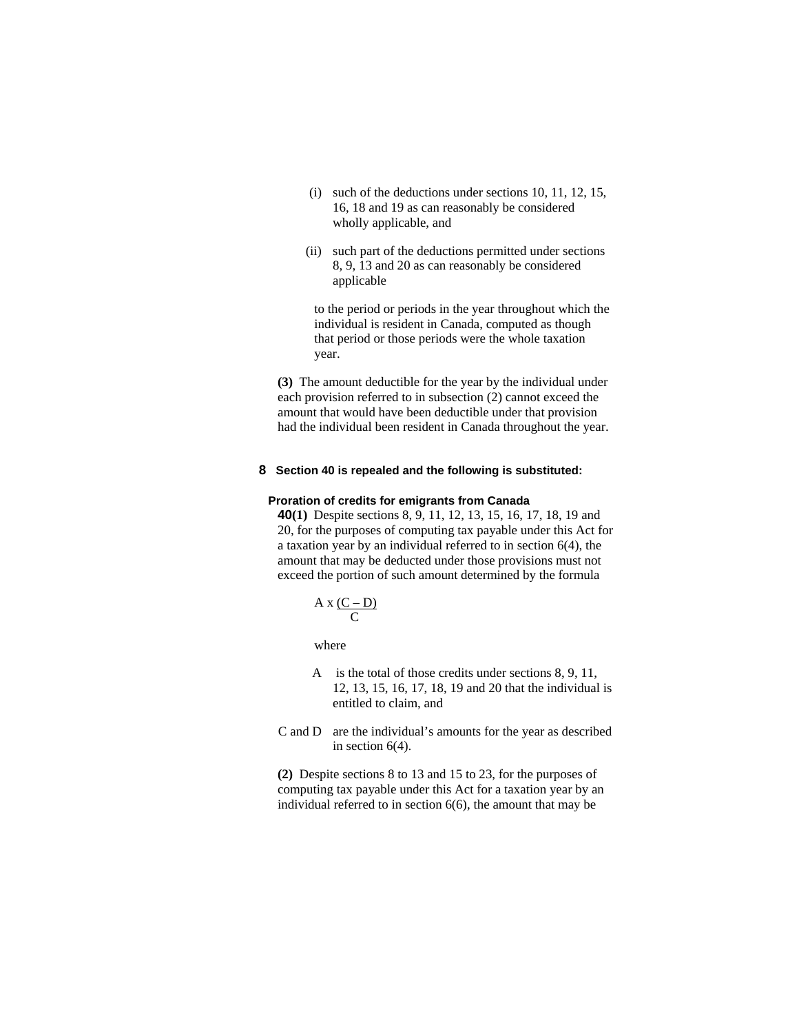(i) such of the deductions under sections 10, 11, 12, 15, 16, 18 and 19 as can reasonably be considered wholly applicable, and

(ii) such part of the deductions permitted under sections 8, 9, 13 and 20 as can reasonably be considered applicable

to the period or periods in the year throughout which the individual is resident in Canada, computed as though that period or those periods were the whole taxation year.

**(3)** The amount deductible for the year by the individual under each provision referred to in subsection (2) cannot exceed the amount that would have been deductible under that provision had the individual been resident in Canada throughout the year.

**8 Section 40 is repealed and the following is substituted:**

**Proration of credits for emigrants from Canada**

**40(1)** Despite sections 8, 9, 11, 12, 13, 15, 16, 17, 18, 19 and 20, for the purposes of computing tax payable under this Act for a taxation year by an individual referred to in section 6(4), the amount that may be deducted under those provisions must not exceed the portion of such amount determined by the formula

$$A \times \frac{(C - D)}{C}$$

where

A is the total of those credits under sections 8, 9, 11, 12, 13, 15, 16, 17, 18, 19 and 20 that the individual is entitled to claim, and

C and D are the individual's amounts for the year as described in section 6(4).

**(2)** Despite sections 8 to 13 and 15 to 23, for the purposes of computing tax payable under this Act for a taxation year by an individual referred to in section 6(6), the amount that may be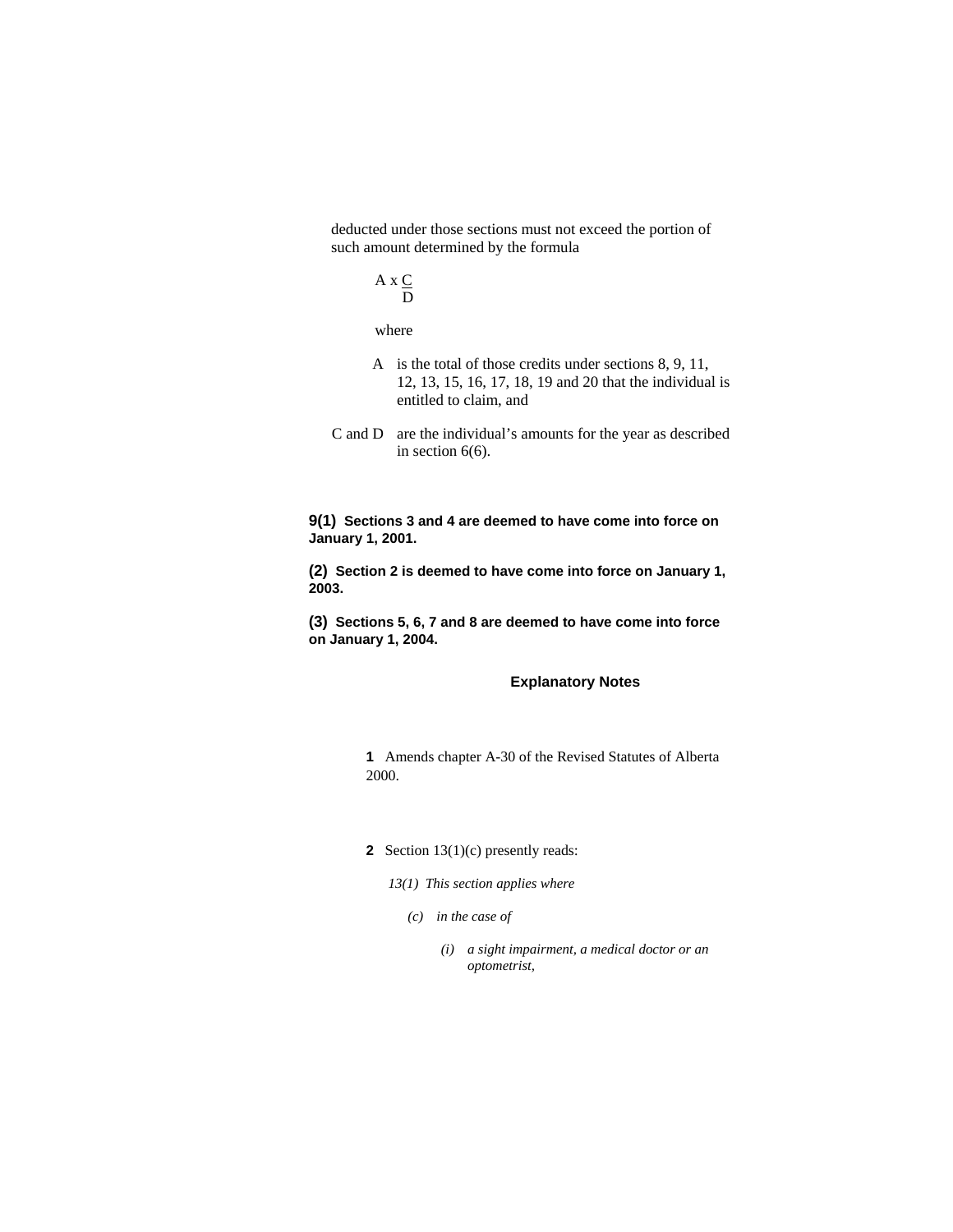deducted under those sections must not exceed the portion of such amount determined by the formula

$$A \times \frac{C}{D}$$

where

A is the total of those credits under sections 8, 9, 11, 12, 13, 15, 16, 17, 18, 19 and 20 that the individual is entitled to claim, and

C and D are the individual's amounts for the year as described in section 6(6).

**9(1) Sections 3 and 4 are deemed to have come into force on January 1, 2001.**

**(2) Section 2 is deemed to have come into force on January 1, 2003.**

**(3) Sections 5, 6, 7 and 8 are deemed to have come into force on January 1, 2004.**

## Explanatory Notes

**1** Amends chapter A-30 of the Revised Statutes of Alberta 2000.

**2** Section 13(1)(c) presently reads:

*13(1) This section applies where*

*(c) in the case of*

*(i) a sight impairment, a medical doctor or an optometrist,*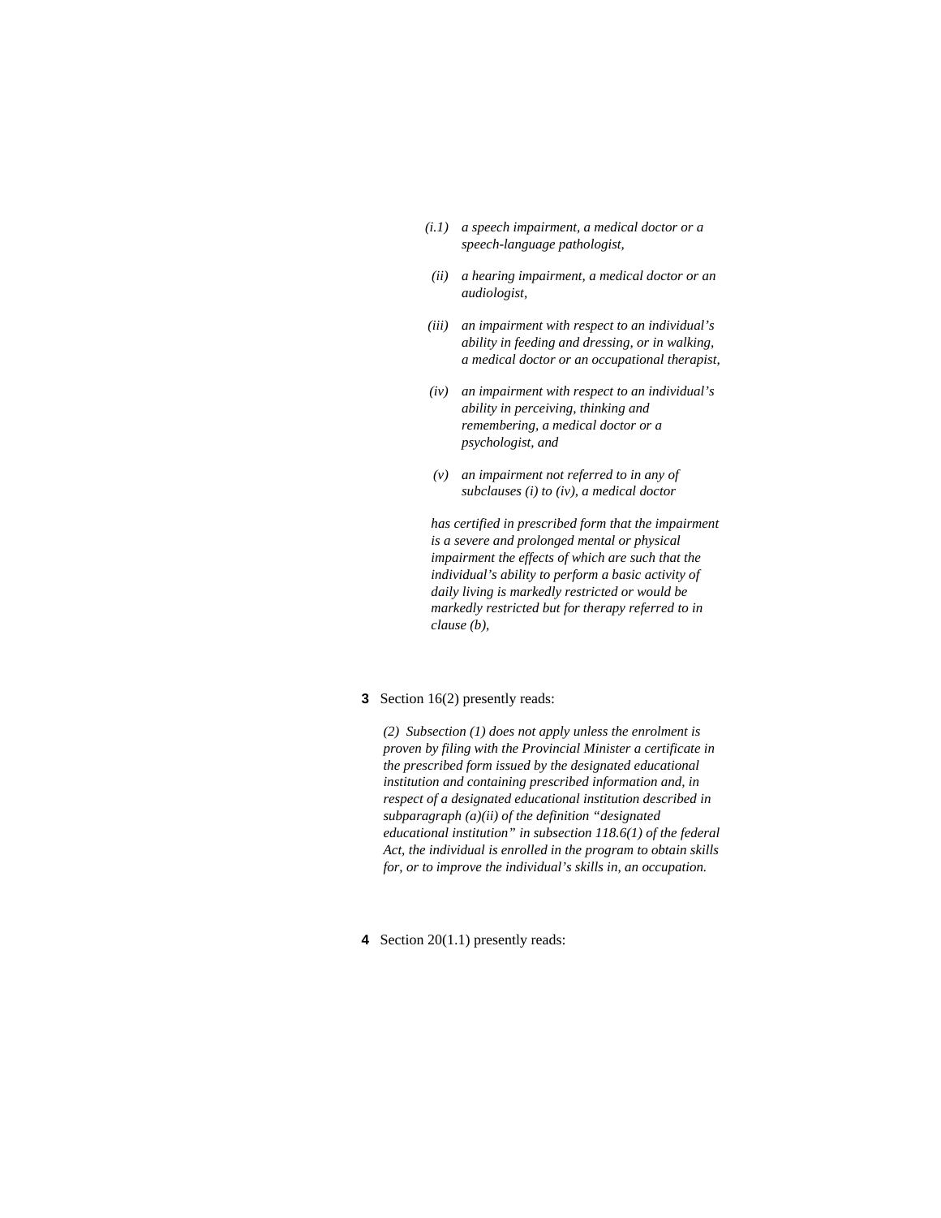*(i.1)* *a speech impairment, a medical doctor or a speech-language pathologist,*

*(ii)* *a hearing impairment, a medical doctor or an audiologist,*

*(iii)* *an impairment with respect to an individual's ability in feeding and dressing, or in walking, a medical doctor or an occupational therapist,*

*(iv)* *an impairment with respect to an individual's ability in perceiving, thinking and remembering, a medical doctor or a psychologist, and*

*(v)* *an impairment not referred to in any of subclauses (i) to (iv), a medical doctor*

*has certified in prescribed form that the impairment is a severe and prolonged mental or physical impairment the effects of which are such that the individual's ability to perform a basic activity of daily living is markedly restricted or would be markedly restricted but for therapy referred to in clause (b),*

**3** Section 16(2) presently reads:

*(2) Subsection (1) does not apply unless the enrolment is proven by filing with the Provincial Minister a certificate in the prescribed form issued by the designated educational institution and containing prescribed information and, in respect of a designated educational institution described in subparagraph (a)(ii) of the definition "designated educational institution" in subsection 118.6(1) of the federal Act, the individual is enrolled in the program to obtain skills for, or to improve the individual's skills in, an occupation.*

**4** Section 20(1.1) presently reads: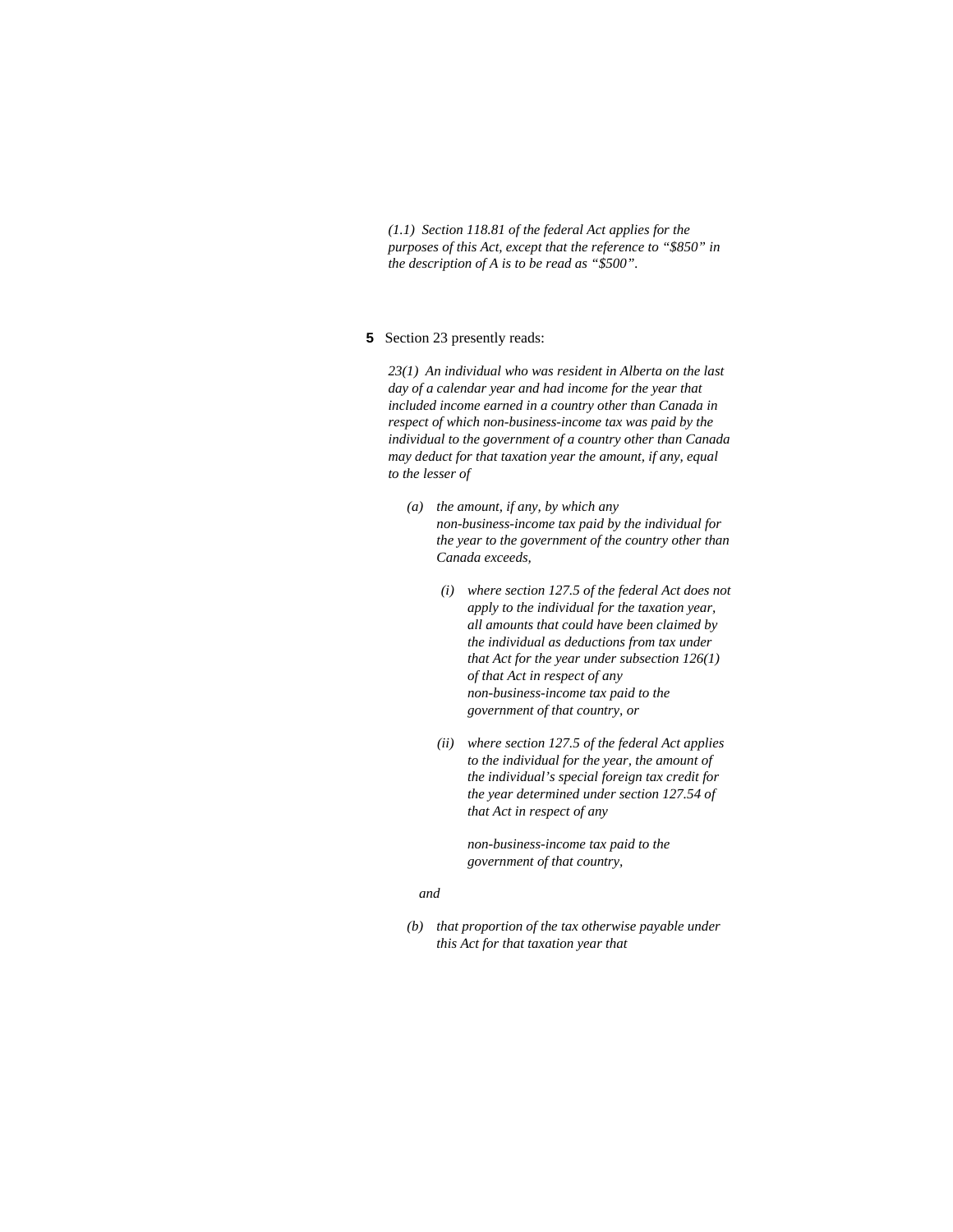*(1.1) Section 118.81 of the federal Act applies for the purposes of this Act, except that the reference to "$850" in the description of A is to be read as "$500".*

**5** Section 23 presently reads:

*23(1) An individual who was resident in Alberta on the last day of a calendar year and had income for the year that included income earned in a country other than Canada in respect of which non-business-income tax was paid by the individual to the government of a country other than Canada may deduct for that taxation year the amount, if any, equal to the lesser of*

> *(a) the amount, if any, by which any non-business-income tax paid by the individual for the year to the government of the country other than Canada exceeds,*
>
> > *(i) where section 127.5 of the federal Act does not apply to the individual for the taxation year, all amounts that could have been claimed by the individual as deductions from tax under that Act for the year under subsection 126(1) of that Act in respect of any non-business-income tax paid to the government of that country, or*
> >
> > *(ii) where section 127.5 of the federal Act applies to the individual for the year, the amount of the individual's special foreign tax credit for the year determined under section 127.54 of that Act in respect of any*
> >
> > *non-business-income tax paid to the government of that country,*
>
> *and*
>
> *(b) that proportion of the tax otherwise payable under this Act for that taxation year that*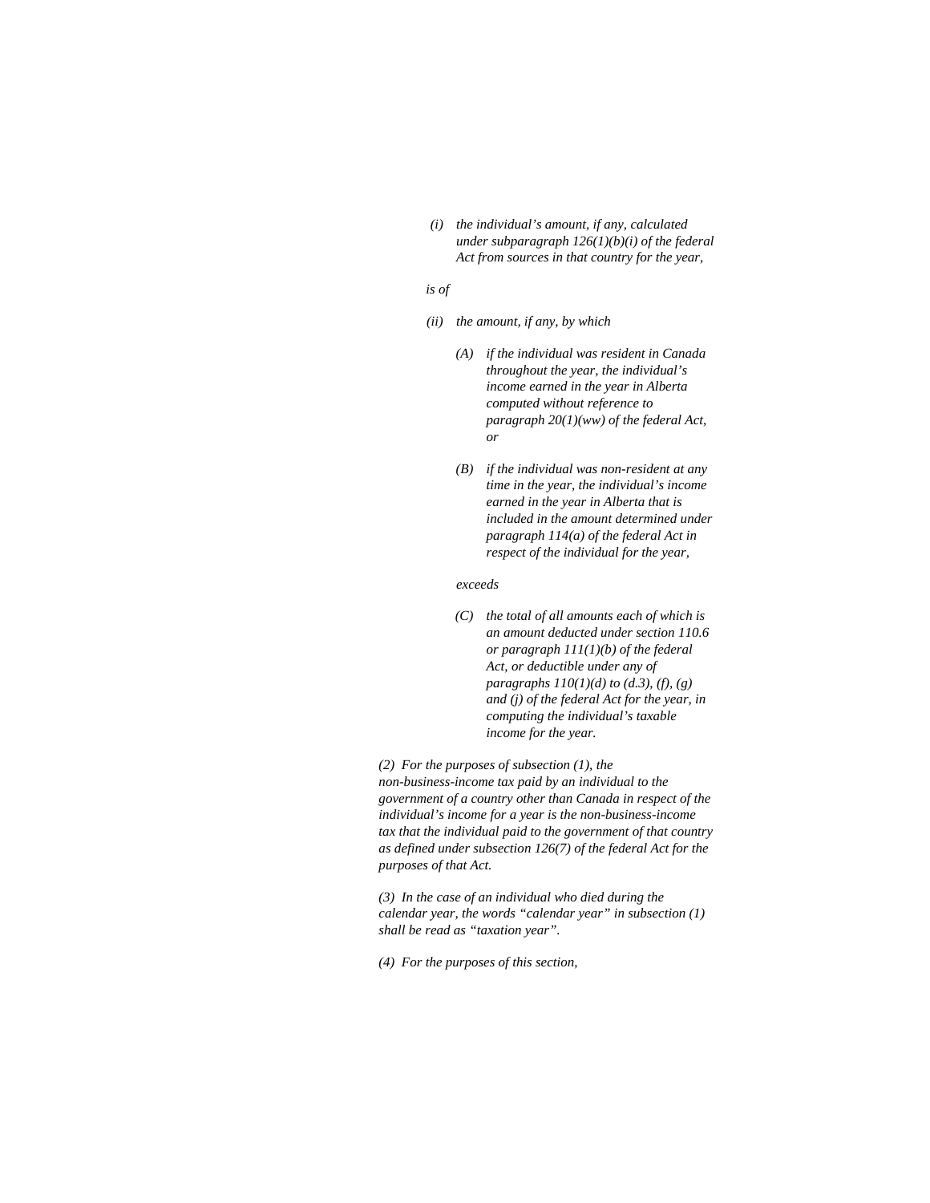*(i) the individual's amount, if any, calculated under subparagraph 126(1)(b)(i) of the federal Act from sources in that country for the year,*

*is of*

*(ii) the amount, if any, by which*

*(A) if the individual was resident in Canada throughout the year, the individual's income earned in the year in Alberta computed without reference to paragraph 20(1)(ww) of the federal Act, or*

*(B) if the individual was non-resident at any time in the year, the individual's income earned in the year in Alberta that is included in the amount determined under paragraph 114(a) of the federal Act in respect of the individual for the year,*

*exceeds*

*(C) the total of all amounts each of which is an amount deducted under section 110.6 or paragraph 111(1)(b) of the federal Act, or deductible under any of paragraphs 110(1)(d) to (d.3), (f), (g) and (j) of the federal Act for the year, in computing the individual's taxable income for the year.*

*(2) For the purposes of subsection (1), the non-business-income tax paid by an individual to the government of a country other than Canada in respect of the individual's income for a year is the non-business-income tax that the individual paid to the government of that country as defined under subsection 126(7) of the federal Act for the purposes of that Act.*

*(3) In the case of an individual who died during the calendar year, the words "calendar year" in subsection (1) shall be read as "taxation year".*

*(4) For the purposes of this section,*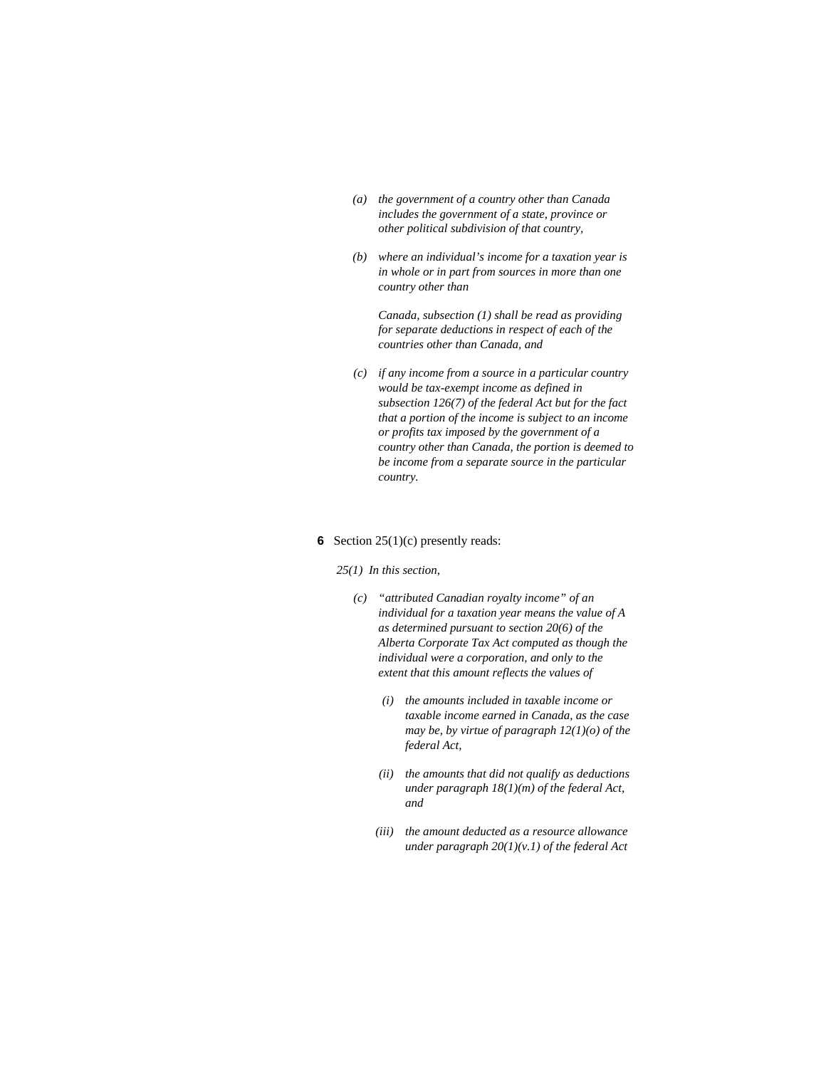*(a) the government of a country other than Canada includes the government of a state, province or other political subdivision of that country,*

*(b) where an individual's income for a taxation year is in whole or in part from sources in more than one country other than*

*Canada, subsection (1) shall be read as providing for separate deductions in respect of each of the countries other than Canada, and*

*(c) if any income from a source in a particular country would be tax-exempt income as defined in subsection 126(7) of the federal Act but for the fact that a portion of the income is subject to an income or profits tax imposed by the government of a country other than Canada, the portion is deemed to be income from a separate source in the particular country.*

**6** Section 25(1)(c) presently reads:

*25(1) In this section,*

*(c) "attributed Canadian royalty income" of an individual for a taxation year means the value of A as determined pursuant to section 20(6) of the Alberta Corporate Tax Act computed as though the individual were a corporation, and only to the extent that this amount reflects the values of*

*(i) the amounts included in taxable income or taxable income earned in Canada, as the case may be, by virtue of paragraph 12(1)(o) of the federal Act,*

*(ii) the amounts that did not qualify as deductions under paragraph 18(1)(m) of the federal Act, and*

*(iii) the amount deducted as a resource allowance under paragraph 20(1)(v.1) of the federal Act*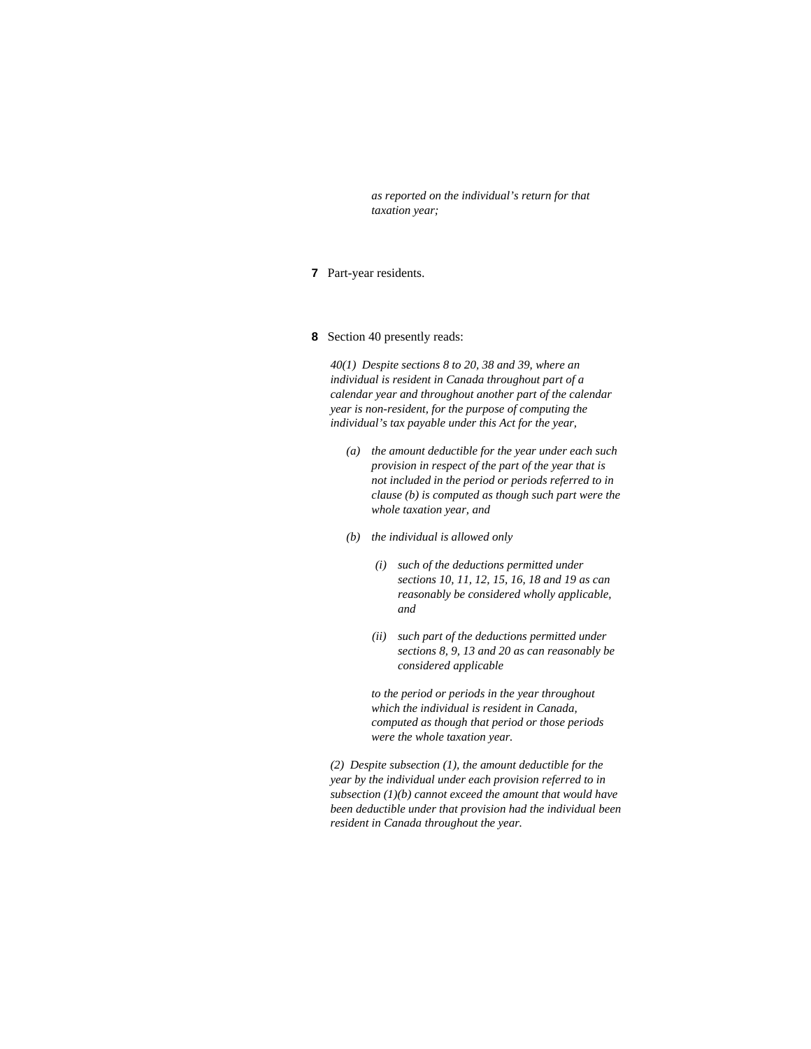*as reported on the individual's return for that taxation year;*

**7** Part-year residents.

**8** Section 40 presently reads:

*40(1) Despite sections 8 to 20, 38 and 39, where an individual is resident in Canada throughout part of a calendar year and throughout another part of the calendar year is non-resident, for the purpose of computing the individual's tax payable under this Act for the year,*

- *(a) the amount deductible for the year under each such provision in respect of the part of the year that is not included in the period or periods referred to in clause (b) is computed as though such part were the whole taxation year, and*
- *(b) the individual is allowed only*
  - *(i) such of the deductions permitted under sections 10, 11, 12, 15, 16, 18 and 19 as can reasonably be considered wholly applicable, and*
  - *(ii) such part of the deductions permitted under sections 8, 9, 13 and 20 as can reasonably be considered applicable*

  *to the period or periods in the year throughout which the individual is resident in Canada, computed as though that period or those periods were the whole taxation year.*

*(2) Despite subsection (1), the amount deductible for the year by the individual under each provision referred to in subsection (1)(b) cannot exceed the amount that would have been deductible under that provision had the individual been resident in Canada throughout the year.*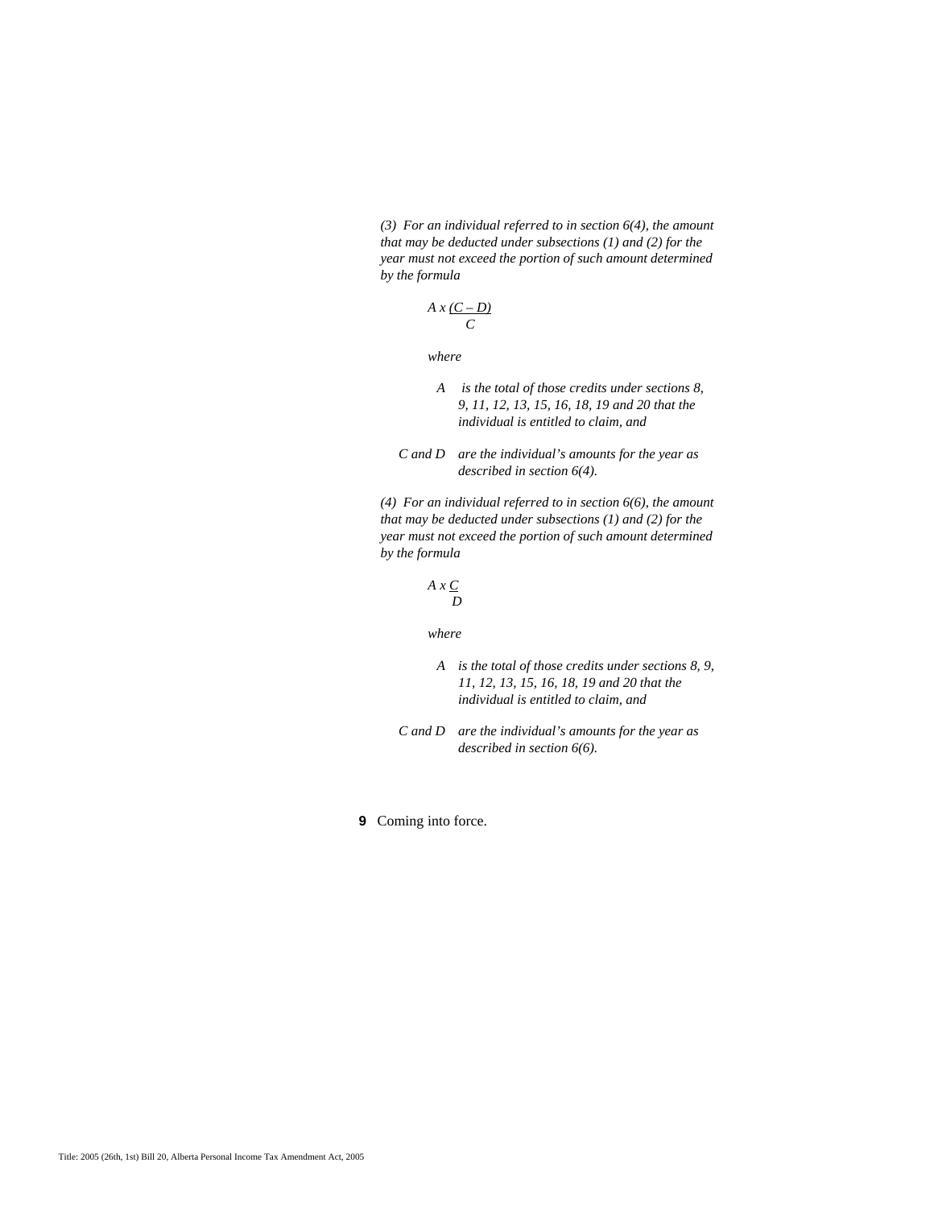*(3) For an individual referred to in section 6(4), the amount that may be deducted under subsections (1) and (2) for the year must not exceed the portion of such amount determined by the formula*

$$A \times \frac{(C - D)}{C}$$

*where*

*A is the total of those credits under sections 8, 9, 11, 12, 13, 15, 16, 18, 19 and 20 that the individual is entitled to claim, and*

*C and D are the individual's amounts for the year as described in section 6(4).*

*(4) For an individual referred to in section 6(6), the amount that may be deducted under subsections (1) and (2) for the year must not exceed the portion of such amount determined by the formula*

$$A \times \frac{C}{D}$$

*where*

*A is the total of those credits under sections 8, 9, 11, 12, 13, 15, 16, 18, 19 and 20 that the individual is entitled to claim, and*

*C and D are the individual's amounts for the year as described in section 6(6).*

**9** Coming into force.